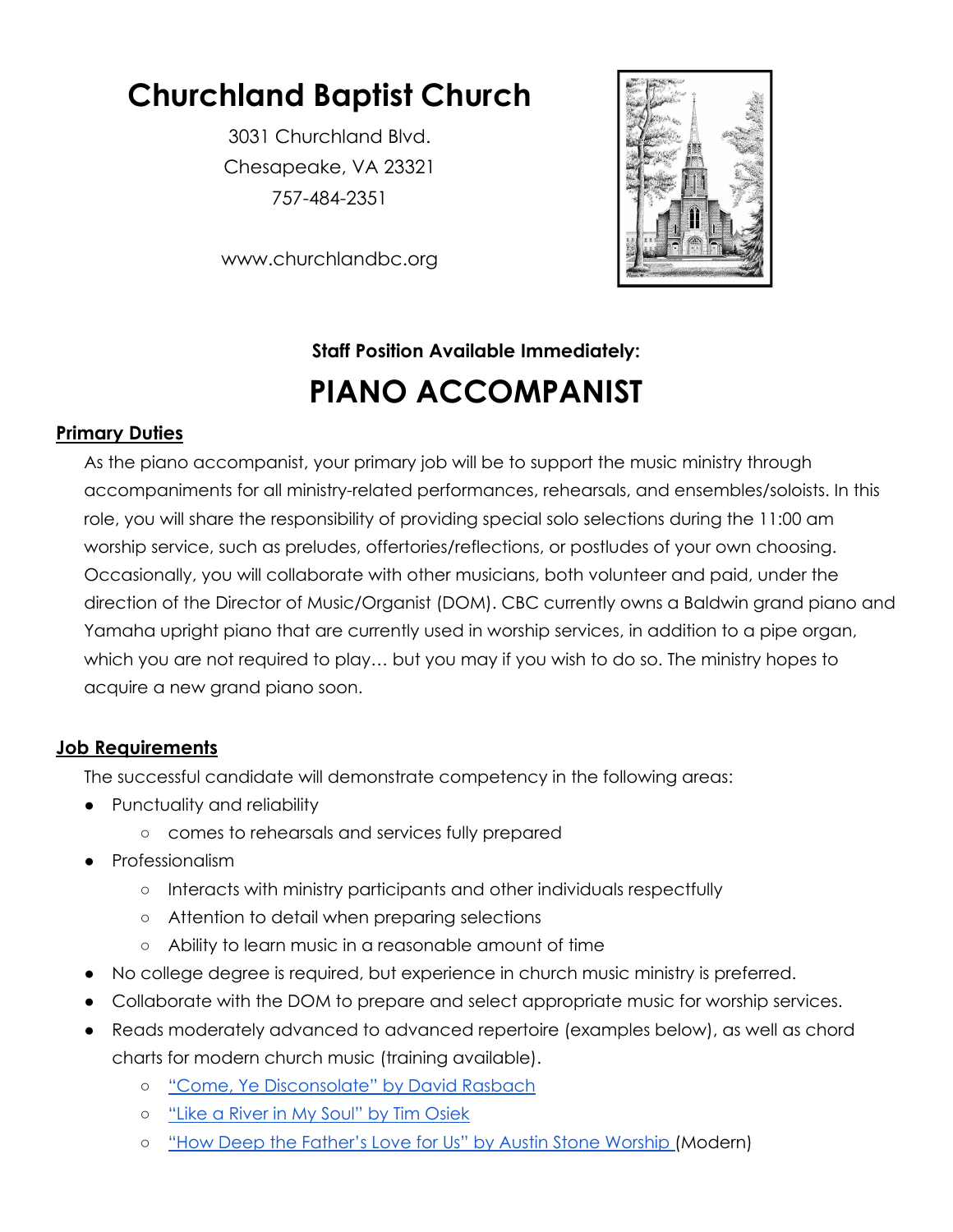# Churchland Baptist Church

3031 Churchland Blvd.
Chesapeake, VA 23321
757-484-2351

www.churchlandbc.org

**Staff Position Available Immediately:**

# PIANO ACCOMPANIST

## Primary Duties

As the piano accompanist, your primary job will be to support the music ministry through accompaniments for all ministry-related performances, rehearsals, and ensembles/soloists. In this role, you will share the responsibility of providing special solo selections during the 11:00 am worship service, such as preludes, offertories/reflections, or postludes of your own choosing. Occasionally, you will collaborate with other musicians, both volunteer and paid, under the direction of the Director of Music/Organist (DOM). CBC currently owns a Baldwin grand piano and Yamaha upright piano that are currently used in worship services, in addition to a pipe organ, which you are not required to play… but you may if you wish to do so. The ministry hopes to acquire a new grand piano soon.

## Job Requirements

The successful candidate will demonstrate competency in the following areas:

- Punctuality and reliability
  - comes to rehearsals and services fully prepared
- Professionalism
  - Interacts with ministry participants and other individuals respectfully
  - Attention to detail when preparing selections
  - Ability to learn music in a reasonable amount of time
- No college degree is required, but experience in church music ministry is preferred.
- Collaborate with the DOM to prepare and select appropriate music for worship services.
- Reads moderately advanced to advanced repertoire (examples below), as well as chord charts for modern church music (training available).
  - "Come, Ye Disconsolate" by David Rasbach
  - "Like a River in My Soul" by Tim Osiek
  - "How Deep the Father's Love for Us" by Austin Stone Worship (Modern)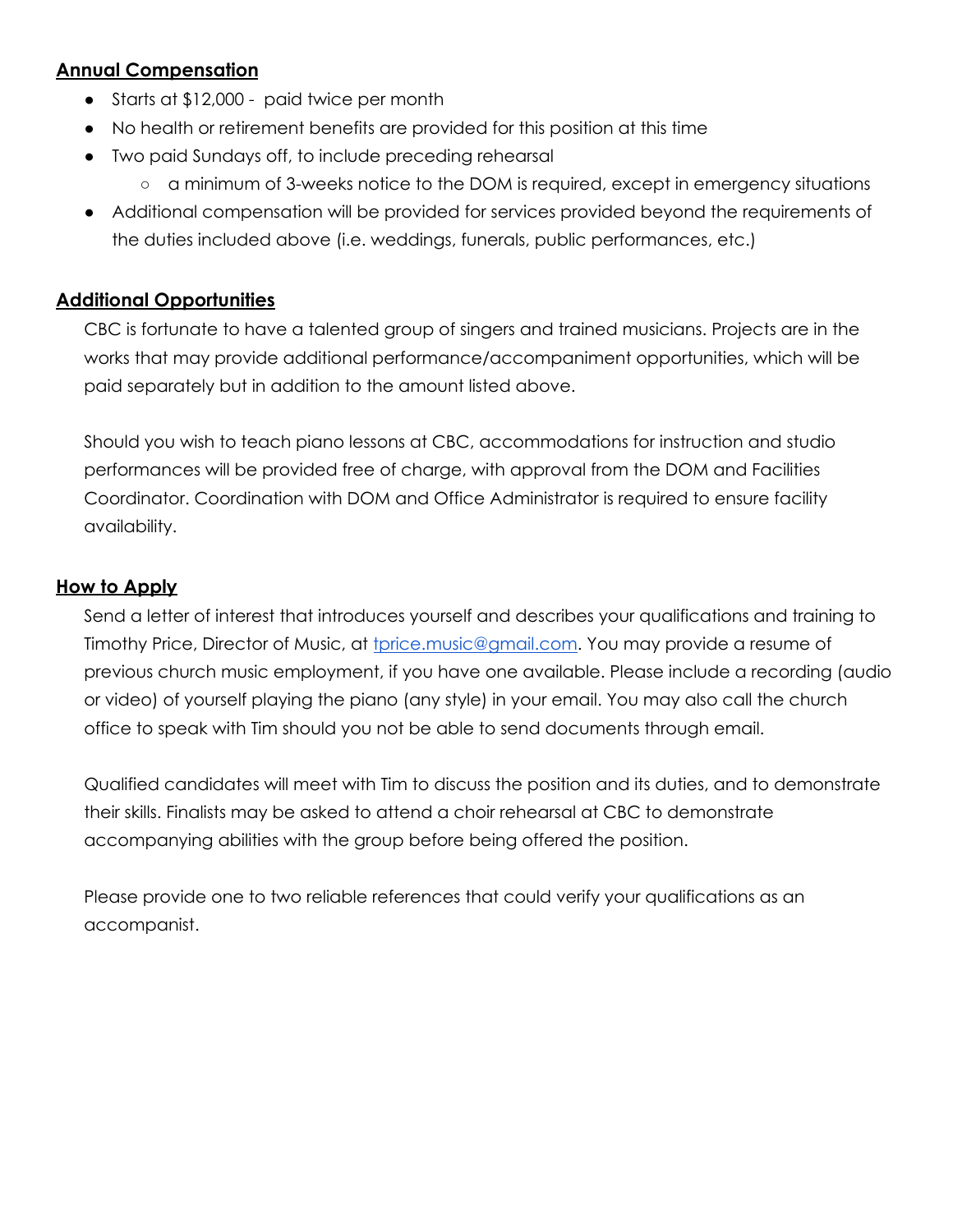## Annual Compensation

- Starts at $12,000 - paid twice per month
- No health or retirement benefits are provided for this position at this time
- Two paid Sundays off, to include preceding rehearsal
  - a minimum of 3-weeks notice to the DOM is required, except in emergency situations
- Additional compensation will be provided for services provided beyond the requirements of the duties included above (i.e. weddings, funerals, public performances, etc.)

## Additional Opportunities

CBC is fortunate to have a talented group of singers and trained musicians. Projects are in the works that may provide additional performance/accompaniment opportunities, which will be paid separately but in addition to the amount listed above.

Should you wish to teach piano lessons at CBC, accommodations for instruction and studio performances will be provided free of charge, with approval from the DOM and Facilities Coordinator. Coordination with DOM and Office Administrator is required to ensure facility availability.

## How to Apply

Send a letter of interest that introduces yourself and describes your qualifications and training to Timothy Price, Director of Music, at tprice.music@gmail.com. You may provide a resume of previous church music employment, if you have one available. Please include a recording (audio or video) of yourself playing the piano (any style) in your email. You may also call the church office to speak with Tim should you not be able to send documents through email.

Qualified candidates will meet with Tim to discuss the position and its duties, and to demonstrate their skills. Finalists may be asked to attend a choir rehearsal at CBC to demonstrate accompanying abilities with the group before being offered the position.

Please provide one to two reliable references that could verify your qualifications as an accompanist.